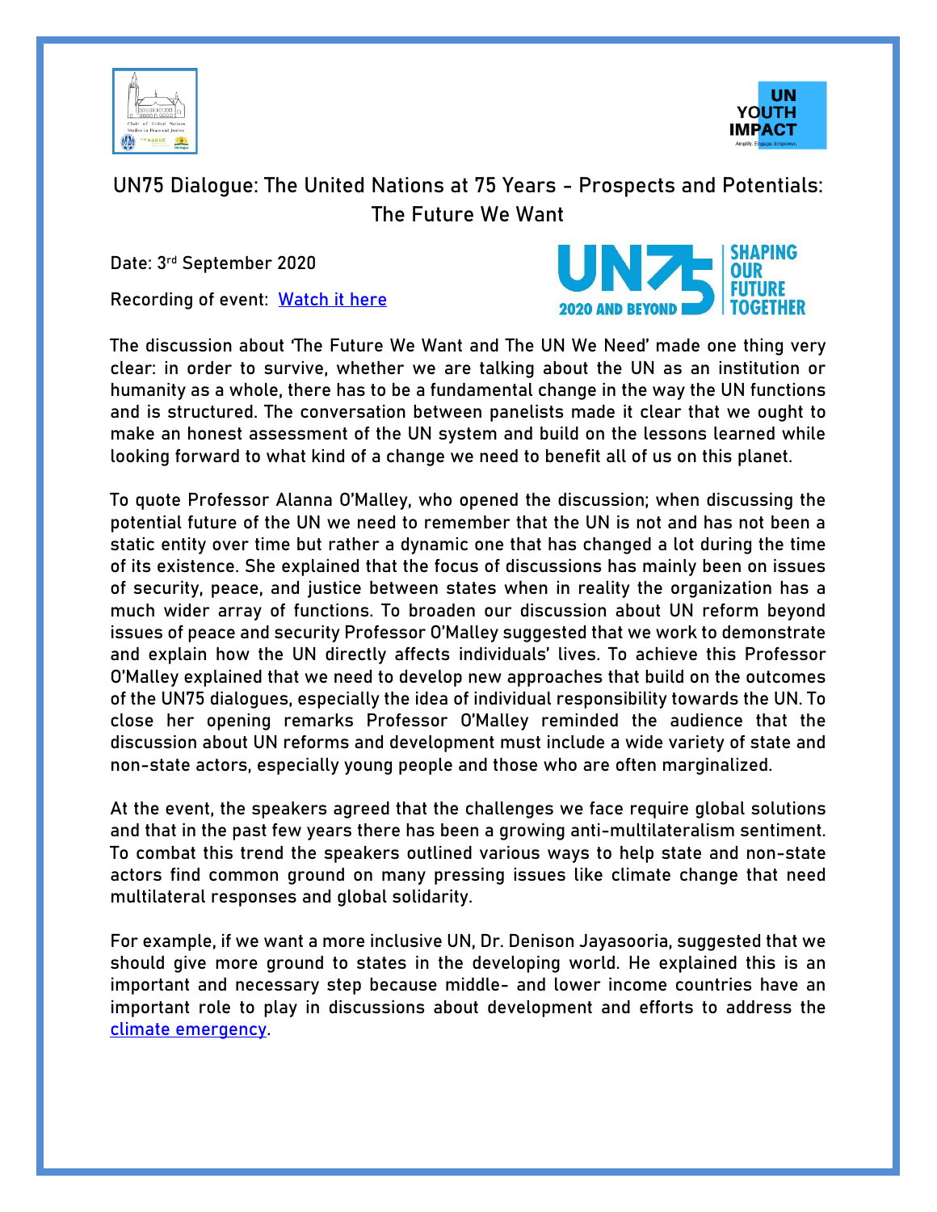# UN75 Dialogue: The United Nations at 75 Years - Prospects and Potentials: The Future We Want

Date: 3rd September 2020

Recording of event: [Watch it here]

The discussion about 'The Future We Want and The UN We Need' made one thing very clear: in order to survive, whether we are talking about the UN as an institution or humanity as a whole, there has to be a fundamental change in the way the UN functions and is structured. The conversation between panelists made it clear that we ought to make an honest assessment of the UN system and build on the lessons learned while looking forward to what kind of a change we need to benefit all of us on this planet.

To quote Professor Alanna O'Malley, who opened the discussion; when discussing the potential future of the UN we need to remember that the UN is not and has not been a static entity over time but rather a dynamic one that has changed a lot during the time of its existence. She explained that the focus of discussions has mainly been on issues of security, peace, and justice between states when in reality the organization has a much wider array of functions. To broaden our discussion about UN reform beyond issues of peace and security Professor O'Malley suggested that we work to demonstrate and explain how the UN directly affects individuals' lives. To achieve this Professor O'Malley explained that we need to develop new approaches that build on the outcomes of the UN75 dialogues, especially the idea of individual responsibility towards the UN. To close her opening remarks Professor O'Malley reminded the audience that the discussion about UN reforms and development must include a wide variety of state and non-state actors, especially young people and those who are often marginalized.

At the event, the speakers agreed that the challenges we face require global solutions and that in the past few years there has been a growing anti-multilateralism sentiment. To combat this trend the speakers outlined various ways to help state and non-state actors find common ground on many pressing issues like climate change that need multilateral responses and global solidarity.

For example, if we want a more inclusive UN, Dr. Denison Jayasooria, suggested that we should give more ground to states in the developing world. He explained this is an important and necessary step because middle- and lower income countries have an important role to play in discussions about development and efforts to address the climate emergency.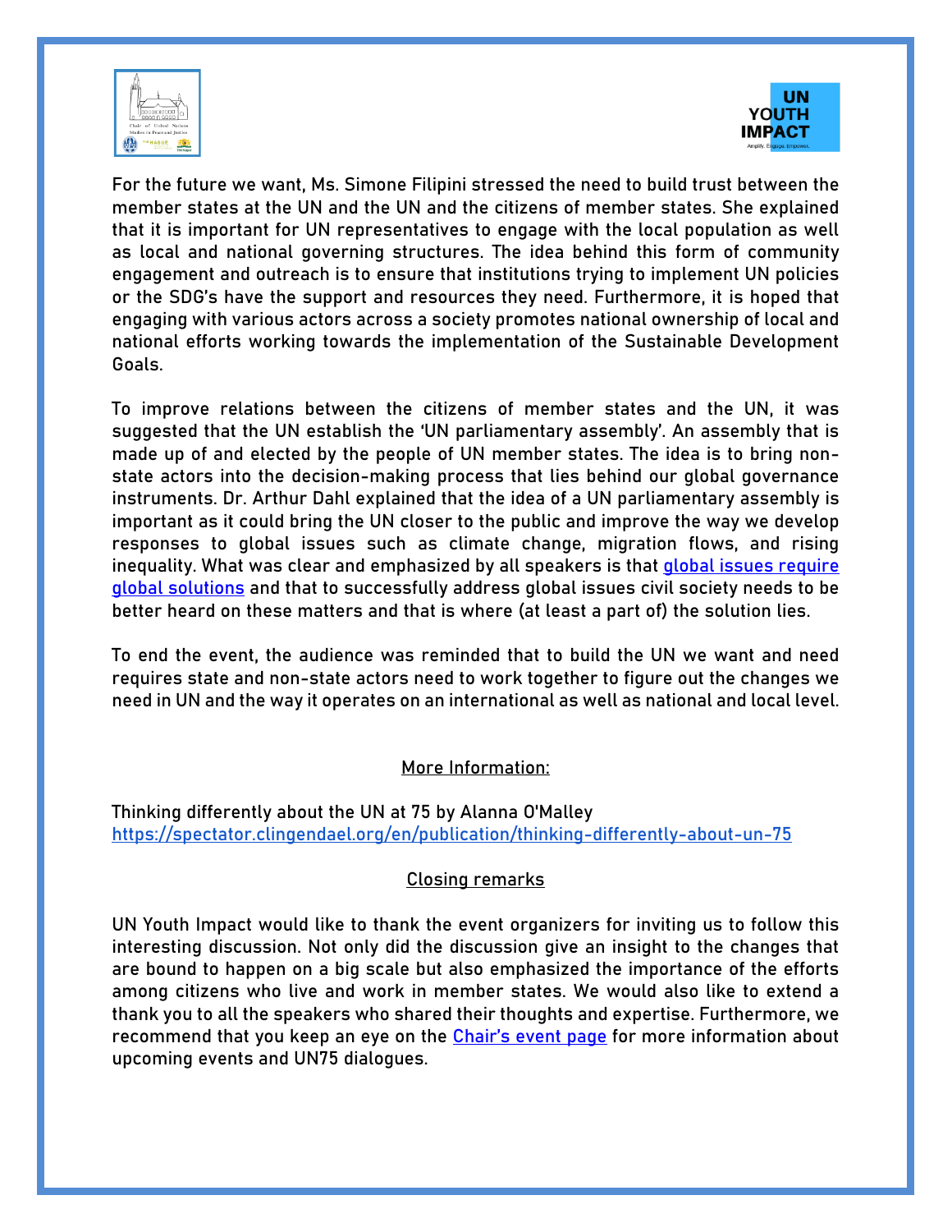For the future we want, Ms. Simone Filipini stressed the need to build trust between the member states at the UN and the UN and the citizens of member states. She explained that it is important for UN representatives to engage with the local population as well as local and national governing structures. The idea behind this form of community engagement and outreach is to ensure that institutions trying to implement UN policies or the SDG's have the support and resources they need. Furthermore, it is hoped that engaging with various actors across a society promotes national ownership of local and national efforts working towards the implementation of the Sustainable Development Goals.

To improve relations between the citizens of member states and the UN, it was suggested that the UN establish the 'UN parliamentary assembly'. An assembly that is made up of and elected by the people of UN member states. The idea is to bring non-state actors into the decision-making process that lies behind our global governance instruments. Dr. Arthur Dahl explained that the idea of a UN parliamentary assembly is important as it could bring the UN closer to the public and improve the way we develop responses to global issues such as climate change, migration flows, and rising inequality. What was clear and emphasized by all speakers is that global issues require global solutions and that to successfully address global issues civil society needs to be better heard on these matters and that is where (at least a part of) the solution lies.

To end the event, the audience was reminded that to build the UN we want and need requires state and non-state actors need to work together to figure out the changes we need in UN and the way it operates on an international as well as national and local level.

## More Information:

Thinking differently about the UN at 75 by Alanna O'Malley
https://spectator.clingendael.org/en/publication/thinking-differently-about-un-75

## Closing remarks

UN Youth Impact would like to thank the event organizers for inviting us to follow this interesting discussion. Not only did the discussion give an insight to the changes that are bound to happen on a big scale but also emphasized the importance of the efforts among citizens who live and work in member states. We would also like to extend a thank you to all the speakers who shared their thoughts and expertise. Furthermore, we recommend that you keep an eye on the Chair's event page for more information about upcoming events and UN75 dialogues.